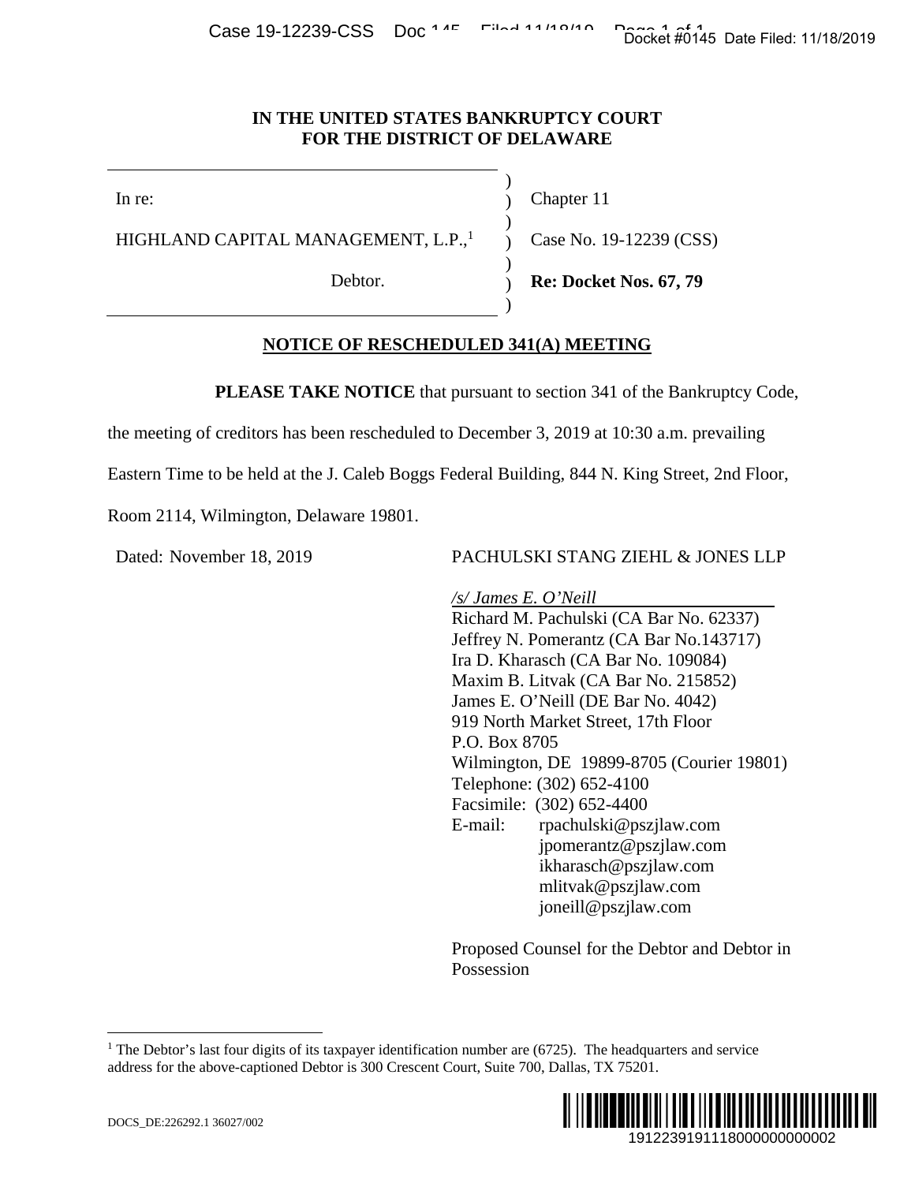# IN THE UNITED STATES BANKRUPTCY COURT FOR THE DISTRICT OF DELAWARE

| | |
|---|---|
| In re: | Chapter 11 |
| HIGHLAND CAPITAL MANAGEMENT, L.P.,[1] | Case No. 19-12239 (CSS) |
| Debtor. | **Re: Docket Nos. 67, 79** |

## NOTICE OF RESCHEDULED 341(A) MEETING

**PLEASE TAKE NOTICE** that pursuant to section 341 of the Bankruptcy Code, the meeting of creditors has been rescheduled to December 3, 2019 at 10:30 a.m. prevailing Eastern Time to be held at the J. Caleb Boggs Federal Building, 844 N. King Street, 2nd Floor, Room 2114, Wilmington, Delaware 19801.

Dated: November 18, 2019

PACHULSKI STANG ZIEHL & JONES LLP

*/s/ James E. O'Neill*
Richard M. Pachulski (CA Bar No. 62337)
Jeffrey N. Pomerantz (CA Bar No.143717)
Ira D. Kharasch (CA Bar No. 109084)
Maxim B. Litvak (CA Bar No. 215852)
James E. O'Neill (DE Bar No. 4042)
919 North Market Street, 17th Floor
P.O. Box 8705
Wilmington, DE 19899-8705 (Courier 19801)
Telephone: (302) 652-4100
Facsimile: (302) 652-4400
E-mail: rpachulski@pszjlaw.com
jpomerantz@pszjlaw.com
ikharasch@pszjlaw.com
mlitvak@pszjlaw.com
joneill@pszjlaw.com

Proposed Counsel for the Debtor and Debtor in Possession

[1] The Debtor's last four digits of its taxpayer identification number are (6725). The headquarters and service address for the above-captioned Debtor is 300 Crescent Court, Suite 700, Dallas, TX 75201.

DOCS_DE:226292.1 36027/002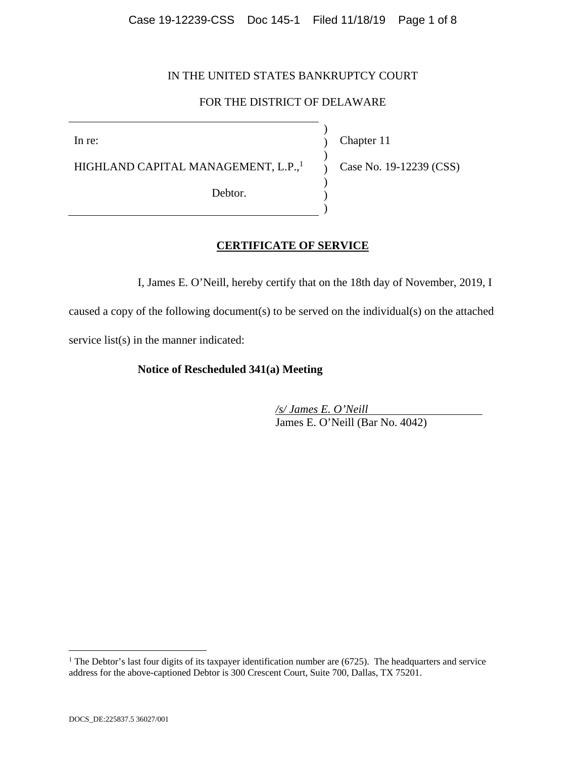IN THE UNITED STATES BANKRUPTCY COURT

FOR THE DISTRICT OF DELAWARE

| | | |
|---|---|---|
| In re: | ) | Chapter 11 |
| | ) | |
| HIGHLAND CAPITAL MANAGEMENT, L.P.,[1] | ) | Case No. 19-12239 (CSS) |
| | ) | |
| Debtor. | ) | |

**CERTIFICATE OF SERVICE**

I, James E. O'Neill, hereby certify that on the 18th day of November, 2019, I caused a copy of the following document(s) to be served on the individual(s) on the attached service list(s) in the manner indicated:

**Notice of Rescheduled 341(a) Meeting**

*/s/ James E. O'Neill*
James E. O'Neill (Bar No. 4042)

[1] The Debtor's last four digits of its taxpayer identification number are (6725). The headquarters and service address for the above-captioned Debtor is 300 Crescent Court, Suite 700, Dallas, TX 75201.

DOCS_DE:225837.5 36027/001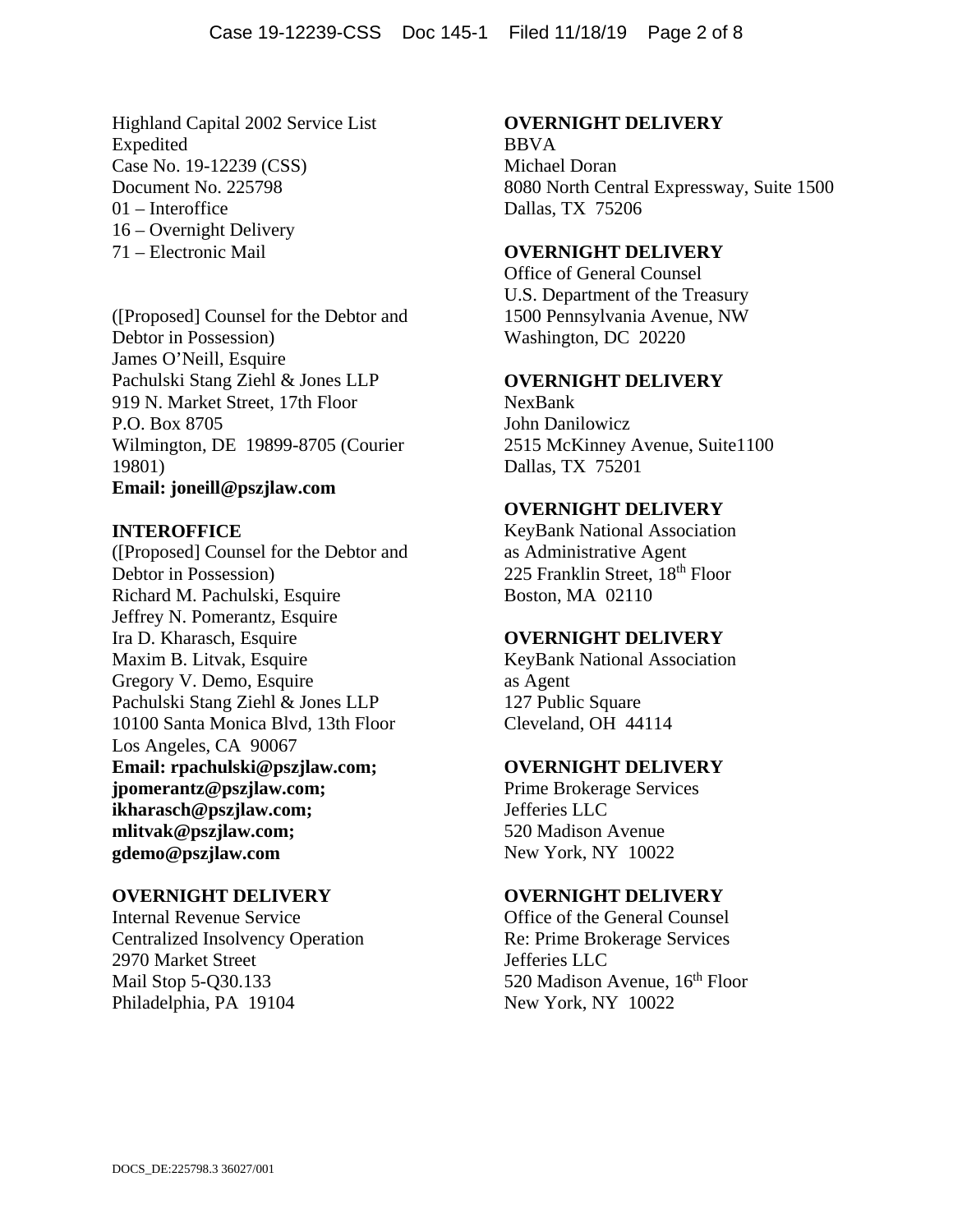Highland Capital 2002 Service List
Expedited
Case No. 19-12239 (CSS)
Document No. 225798
01 – Interoffice
16 – Overnight Delivery
71 – Electronic Mail

([Proposed] Counsel for the Debtor and Debtor in Possession)
James O'Neill, Esquire
Pachulski Stang Ziehl & Jones LLP
919 N. Market Street, 17th Floor
P.O. Box 8705
Wilmington, DE 19899-8705 (Courier 19801)
**Email: joneill@pszjlaw.com**

**INTEROFFICE**
([Proposed] Counsel for the Debtor and Debtor in Possession)
Richard M. Pachulski, Esquire
Jeffrey N. Pomerantz, Esquire
Ira D. Kharasch, Esquire
Maxim B. Litvak, Esquire
Gregory V. Demo, Esquire
Pachulski Stang Ziehl & Jones LLP
10100 Santa Monica Blvd, 13th Floor
Los Angeles, CA 90067
**Email: rpachulski@pszjlaw.com; jpomerantz@pszjlaw.com; ikharasch@pszjlaw.com; mlitvak@pszjlaw.com; gdemo@pszjlaw.com**

**OVERNIGHT DELIVERY**
Internal Revenue Service
Centralized Insolvency Operation
2970 Market Street
Mail Stop 5-Q30.133
Philadelphia, PA 19104

**OVERNIGHT DELIVERY**
BBVA
Michael Doran
8080 North Central Expressway, Suite 1500
Dallas, TX 75206

**OVERNIGHT DELIVERY**
Office of General Counsel
U.S. Department of the Treasury
1500 Pennsylvania Avenue, NW
Washington, DC 20220

**OVERNIGHT DELIVERY**
NexBank
John Danilowicz
2515 McKinney Avenue, Suite1100
Dallas, TX 75201

**OVERNIGHT DELIVERY**
KeyBank National Association
as Administrative Agent
225 Franklin Street, 18th Floor
Boston, MA 02110

**OVERNIGHT DELIVERY**
KeyBank National Association
as Agent
127 Public Square
Cleveland, OH 44114

**OVERNIGHT DELIVERY**
Prime Brokerage Services
Jefferies LLC
520 Madison Avenue
New York, NY 10022

**OVERNIGHT DELIVERY**
Office of the General Counsel
Re: Prime Brokerage Services
Jefferies LLC
520 Madison Avenue, 16th Floor
New York, NY 10022

DOCS_DE:225798.3 36027/001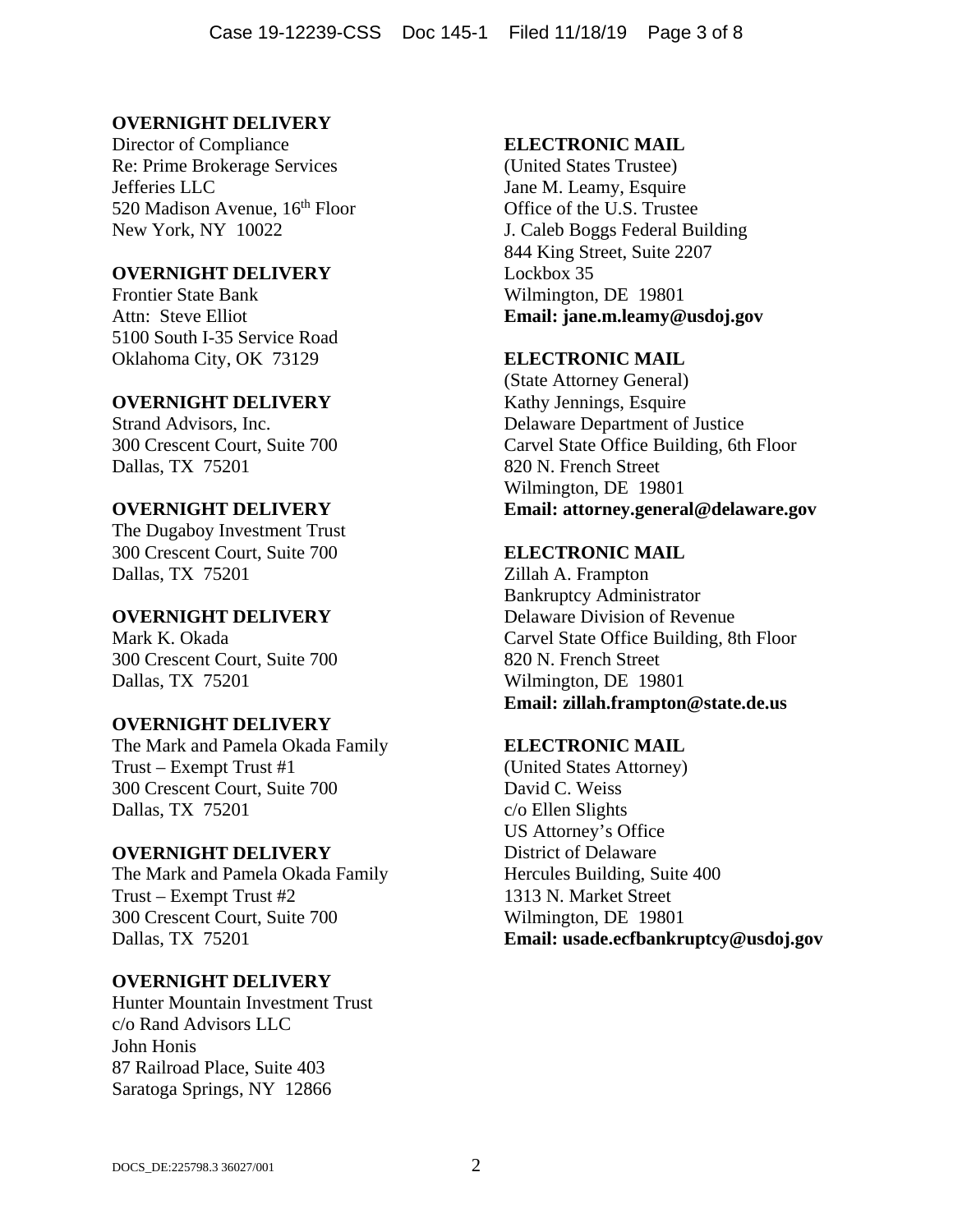**OVERNIGHT DELIVERY**
Director of Compliance
Re: Prime Brokerage Services
Jefferies LLC
520 Madison Avenue, 16th Floor
New York, NY 10022

**OVERNIGHT DELIVERY**
Frontier State Bank
Attn: Steve Elliot
5100 South I-35 Service Road
Oklahoma City, OK 73129

**OVERNIGHT DELIVERY**
Strand Advisors, Inc.
300 Crescent Court, Suite 700
Dallas, TX 75201

**OVERNIGHT DELIVERY**
The Dugaboy Investment Trust
300 Crescent Court, Suite 700
Dallas, TX 75201

**OVERNIGHT DELIVERY**
Mark K. Okada
300 Crescent Court, Suite 700
Dallas, TX 75201

**OVERNIGHT DELIVERY**
The Mark and Pamela Okada Family Trust – Exempt Trust #1
300 Crescent Court, Suite 700
Dallas, TX 75201

**OVERNIGHT DELIVERY**
The Mark and Pamela Okada Family Trust – Exempt Trust #2
300 Crescent Court, Suite 700
Dallas, TX 75201

**OVERNIGHT DELIVERY**
Hunter Mountain Investment Trust
c/o Rand Advisors LLC
John Honis
87 Railroad Place, Suite 403
Saratoga Springs, NY 12866

**ELECTRONIC MAIL**
(United States Trustee)
Jane M. Leamy, Esquire
Office of the U.S. Trustee
J. Caleb Boggs Federal Building
844 King Street, Suite 2207
Lockbox 35
Wilmington, DE 19801
**Email: jane.m.leamy@usdoj.gov**

**ELECTRONIC MAIL**
(State Attorney General)
Kathy Jennings, Esquire
Delaware Department of Justice
Carvel State Office Building, 6th Floor
820 N. French Street
Wilmington, DE 19801
**Email: attorney.general@delaware.gov**

**ELECTRONIC MAIL**
Zillah A. Frampton
Bankruptcy Administrator
Delaware Division of Revenue
Carvel State Office Building, 8th Floor
820 N. French Street
Wilmington, DE 19801
**Email: zillah.frampton@state.de.us**

**ELECTRONIC MAIL**
(United States Attorney)
David C. Weiss
c/o Ellen Slights
US Attorney's Office
District of Delaware
Hercules Building, Suite 400
1313 N. Market Street
Wilmington, DE 19801
**Email: usade.ecfbankruptcy@usdoj.gov**

DOCS_DE:225798.3 36027/001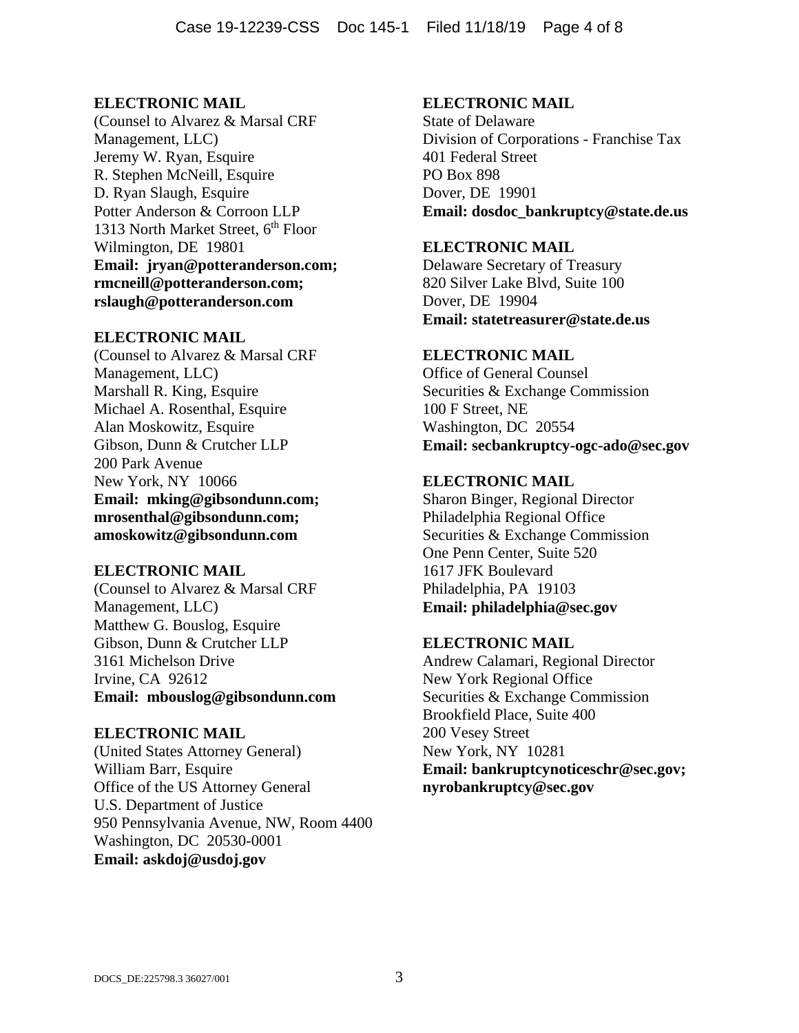**ELECTRONIC MAIL**
(Counsel to Alvarez & Marsal CRF Management, LLC)
Jeremy W. Ryan, Esquire
R. Stephen McNeill, Esquire
D. Ryan Slaugh, Esquire
Potter Anderson & Corroon LLP
1313 North Market Street, 6th Floor
Wilmington, DE 19801
**Email: jryan@potteranderson.com; rmcneill@potteranderson.com; rslaugh@potteranderson.com**

**ELECTRONIC MAIL**
(Counsel to Alvarez & Marsal CRF Management, LLC)
Marshall R. King, Esquire
Michael A. Rosenthal, Esquire
Alan Moskowitz, Esquire
Gibson, Dunn & Crutcher LLP
200 Park Avenue
New York, NY 10066
**Email: mking@gibsondunn.com; mrosenthal@gibsondunn.com; amoskowitz@gibsondunn.com**

**ELECTRONIC MAIL**
(Counsel to Alvarez & Marsal CRF Management, LLC)
Matthew G. Bouslog, Esquire
Gibson, Dunn & Crutcher LLP
3161 Michelson Drive
Irvine, CA 92612
**Email: mbouslog@gibsondunn.com**

**ELECTRONIC MAIL**
(United States Attorney General)
William Barr, Esquire
Office of the US Attorney General
U.S. Department of Justice
950 Pennsylvania Avenue, NW, Room 4400
Washington, DC 20530-0001
**Email: askdoj@usdoj.gov**

**ELECTRONIC MAIL**
State of Delaware
Division of Corporations - Franchise Tax
401 Federal Street
PO Box 898
Dover, DE 19901
**Email: dosdoc_bankruptcy@state.de.us**

**ELECTRONIC MAIL**
Delaware Secretary of Treasury
820 Silver Lake Blvd, Suite 100
Dover, DE 19904
**Email: statetreasurer@state.de.us**

**ELECTRONIC MAIL**
Office of General Counsel
Securities & Exchange Commission
100 F Street, NE
Washington, DC 20554
**Email: secbankruptcy-ogc-ado@sec.gov**

**ELECTRONIC MAIL**
Sharon Binger, Regional Director
Philadelphia Regional Office
Securities & Exchange Commission
One Penn Center, Suite 520
1617 JFK Boulevard
Philadelphia, PA 19103
**Email: philadelphia@sec.gov**

**ELECTRONIC MAIL**
Andrew Calamari, Regional Director
New York Regional Office
Securities & Exchange Commission
Brookfield Place, Suite 400
200 Vesey Street
New York, NY 10281
**Email: bankruptcynoticeschr@sec.gov; nyrobankruptcy@sec.gov**

DOCS_DE:225798.3 36027/001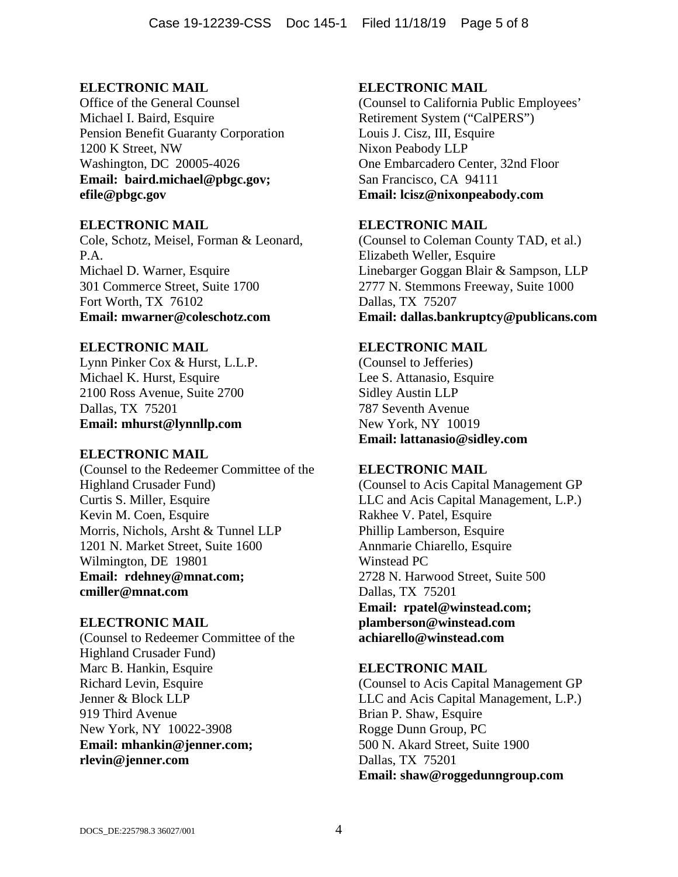**ELECTRONIC MAIL**
Office of the General Counsel
Michael I. Baird, Esquire
Pension Benefit Guaranty Corporation
1200 K Street, NW
Washington, DC 20005-4026
**Email: baird.michael@pbgc.gov; efile@pbgc.gov**

**ELECTRONIC MAIL**
Cole, Schotz, Meisel, Forman & Leonard, P.A.
Michael D. Warner, Esquire
301 Commerce Street, Suite 1700
Fort Worth, TX 76102
**Email: mwarner@coleschotz.com**

**ELECTRONIC MAIL**
Lynn Pinker Cox & Hurst, L.L.P.
Michael K. Hurst, Esquire
2100 Ross Avenue, Suite 2700
Dallas, TX 75201
**Email: mhurst@lynnllp.com**

**ELECTRONIC MAIL**
(Counsel to the Redeemer Committee of the Highland Crusader Fund)
Curtis S. Miller, Esquire
Kevin M. Coen, Esquire
Morris, Nichols, Arsht & Tunnel LLP
1201 N. Market Street, Suite 1600
Wilmington, DE 19801
**Email: rdehney@mnat.com; cmiller@mnat.com**

**ELECTRONIC MAIL**
(Counsel to Redeemer Committee of the Highland Crusader Fund)
Marc B. Hankin, Esquire
Richard Levin, Esquire
Jenner & Block LLP
919 Third Avenue
New York, NY 10022-3908
**Email: mhankin@jenner.com; rlevin@jenner.com**

**ELECTRONIC MAIL**
(Counsel to California Public Employees' Retirement System ("CalPERS")
Louis J. Cisz, III, Esquire
Nixon Peabody LLP
One Embarcadero Center, 32nd Floor
San Francisco, CA 94111
**Email: lcisz@nixonpeabody.com**

**ELECTRONIC MAIL**
(Counsel to Coleman County TAD, et al.)
Elizabeth Weller, Esquire
Linebarger Goggan Blair & Sampson, LLP
2777 N. Stemmons Freeway, Suite 1000
Dallas, TX 75207
**Email: dallas.bankruptcy@publicans.com**

**ELECTRONIC MAIL**
(Counsel to Jefferies)
Lee S. Attanasio, Esquire
Sidley Austin LLP
787 Seventh Avenue
New York, NY 10019
**Email: lattanasio@sidley.com**

**ELECTRONIC MAIL**
(Counsel to Acis Capital Management GP LLC and Acis Capital Management, L.P.)
Rakhee V. Patel, Esquire
Phillip Lamberson, Esquire
Annmarie Chiarello, Esquire
Winstead PC
2728 N. Harwood Street, Suite 500
Dallas, TX 75201
**Email: rpatel@winstead.com; plamberson@winstead.com achiarello@winstead.com**

**ELECTRONIC MAIL**
(Counsel to Acis Capital Management GP LLC and Acis Capital Management, L.P.)
Brian P. Shaw, Esquire
Rogge Dunn Group, PC
500 N. Akard Street, Suite 1900
Dallas, TX 75201
**Email: shaw@roggedunngroup.com**

DOCS_DE:225798.3 36027/001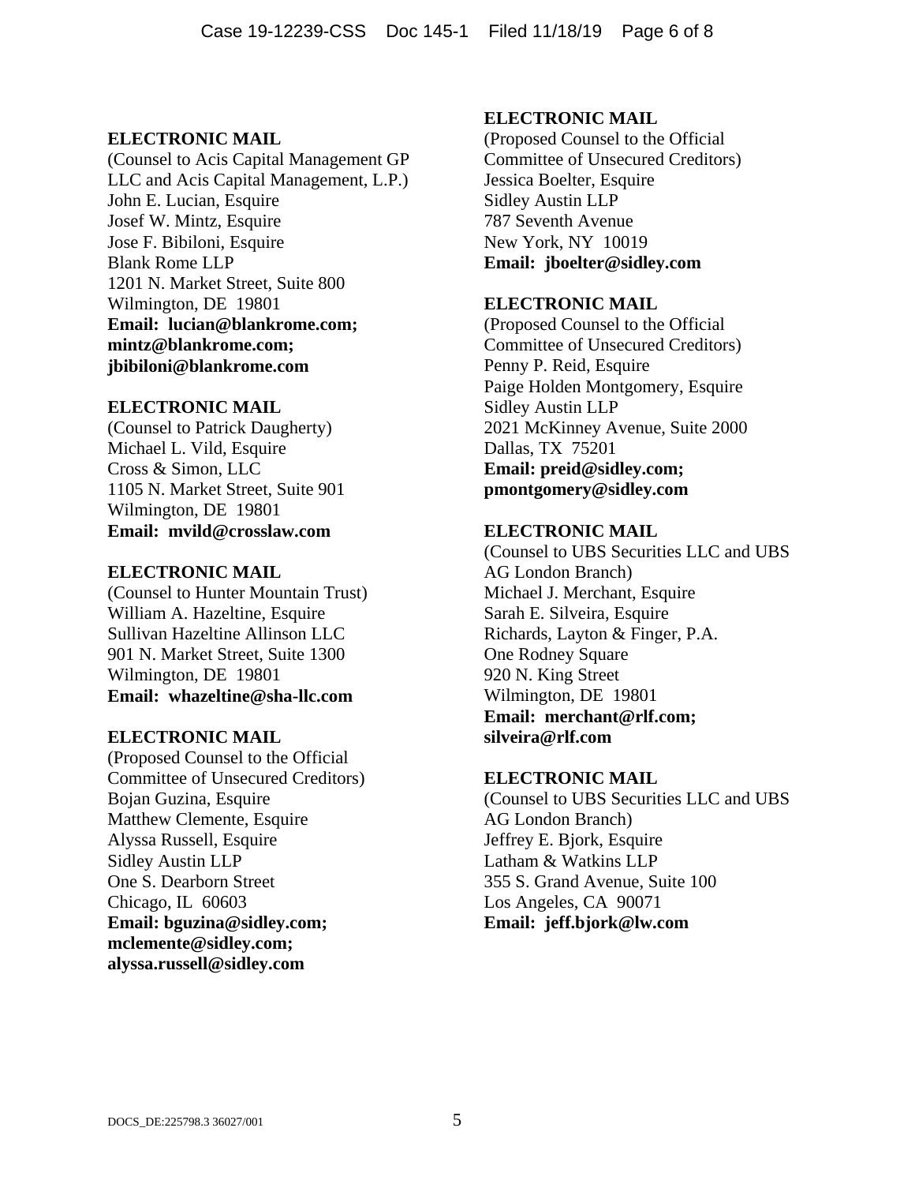**ELECTRONIC MAIL**
(Counsel to Acis Capital Management GP LLC and Acis Capital Management, L.P.)
John E. Lucian, Esquire
Josef W. Mintz, Esquire
Jose F. Bibiloni, Esquire
Blank Rome LLP
1201 N. Market Street, Suite 800
Wilmington, DE 19801
**Email: lucian@blankrome.com; mintz@blankrome.com; jbibiloni@blankrome.com**

**ELECTRONIC MAIL**
(Counsel to Patrick Daugherty)
Michael L. Vild, Esquire
Cross & Simon, LLC
1105 N. Market Street, Suite 901
Wilmington, DE 19801
**Email: mvild@crosslaw.com**

**ELECTRONIC MAIL**
(Counsel to Hunter Mountain Trust)
William A. Hazeltine, Esquire
Sullivan Hazeltine Allinson LLC
901 N. Market Street, Suite 1300
Wilmington, DE 19801
**Email: whazeltine@sha-llc.com**

**ELECTRONIC MAIL**
(Proposed Counsel to the Official Committee of Unsecured Creditors)
Bojan Guzina, Esquire
Matthew Clemente, Esquire
Alyssa Russell, Esquire
Sidley Austin LLP
One S. Dearborn Street
Chicago, IL 60603
**Email: bguzina@sidley.com; mclemente@sidley.com; alyssa.russell@sidley.com**

**ELECTRONIC MAIL**
(Proposed Counsel to the Official Committee of Unsecured Creditors)
Jessica Boelter, Esquire
Sidley Austin LLP
787 Seventh Avenue
New York, NY 10019
**Email: jboelter@sidley.com**

**ELECTRONIC MAIL**
(Proposed Counsel to the Official Committee of Unsecured Creditors)
Penny P. Reid, Esquire
Paige Holden Montgomery, Esquire
Sidley Austin LLP
2021 McKinney Avenue, Suite 2000
Dallas, TX 75201
**Email: preid@sidley.com; pmontgomery@sidley.com**

**ELECTRONIC MAIL**
(Counsel to UBS Securities LLC and UBS AG London Branch)
Michael J. Merchant, Esquire
Sarah E. Silveira, Esquire
Richards, Layton & Finger, P.A.
One Rodney Square
920 N. King Street
Wilmington, DE 19801
**Email: merchant@rlf.com; silveira@rlf.com**

**ELECTRONIC MAIL**
(Counsel to UBS Securities LLC and UBS AG London Branch)
Jeffrey E. Bjork, Esquire
Latham & Watkins LLP
355 S. Grand Avenue, Suite 100
Los Angeles, CA 90071
**Email: jeff.bjork@lw.com**

DOCS_DE:225798.3 36027/001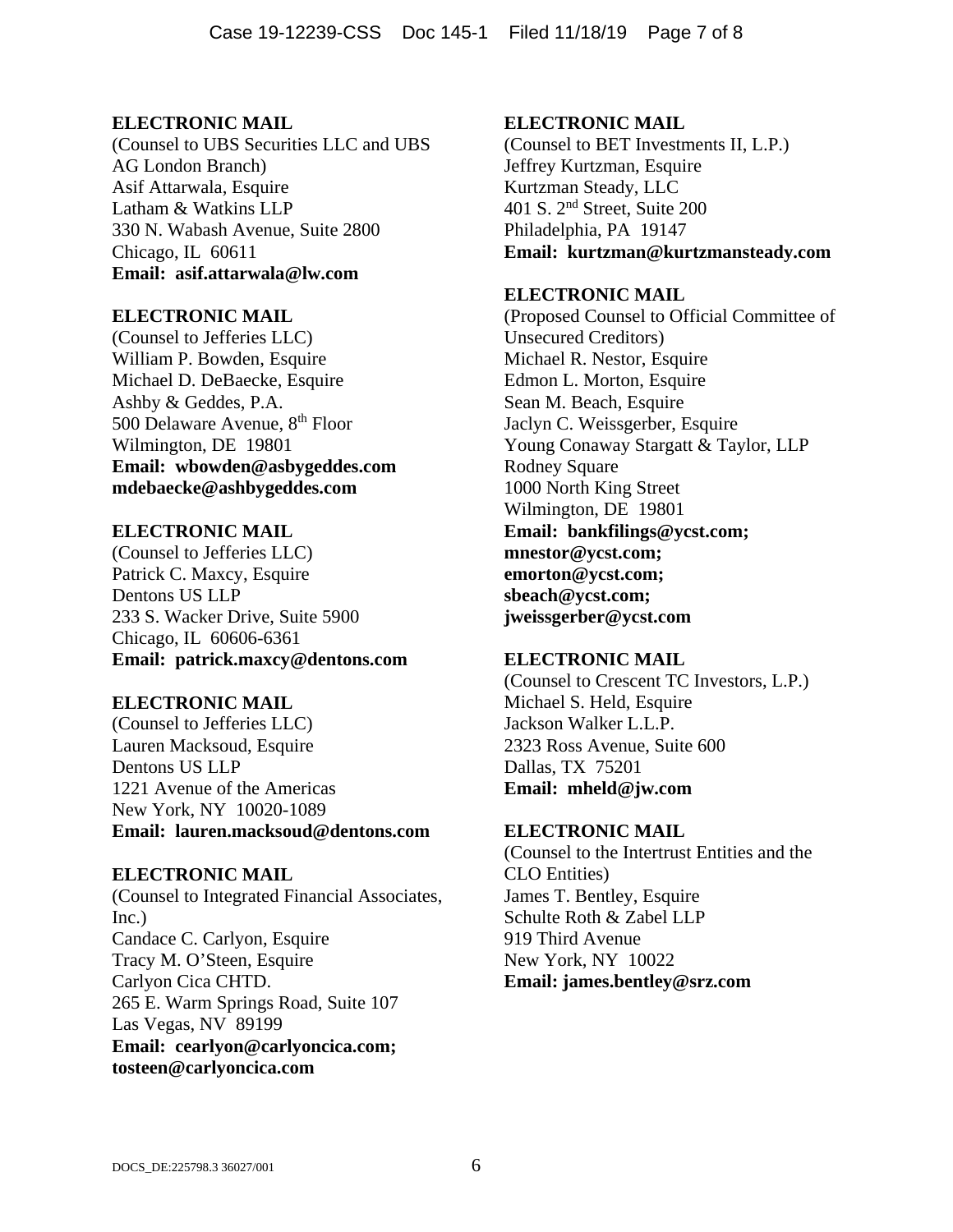**ELECTRONIC MAIL**
(Counsel to UBS Securities LLC and UBS AG London Branch)
Asif Attarwala, Esquire
Latham & Watkins LLP
330 N. Wabash Avenue, Suite 2800
Chicago, IL 60611
**Email: asif.attarwala@lw.com**

**ELECTRONIC MAIL**
(Counsel to Jefferies LLC)
William P. Bowden, Esquire
Michael D. DeBaecke, Esquire
Ashby & Geddes, P.A.
500 Delaware Avenue, 8th Floor
Wilmington, DE 19801
**Email: wbowden@asbygeddes.com**
**mdebaecke@ashbygeddes.com**

**ELECTRONIC MAIL**
(Counsel to Jefferies LLC)
Patrick C. Maxcy, Esquire
Dentons US LLP
233 S. Wacker Drive, Suite 5900
Chicago, IL 60606-6361
**Email: patrick.maxcy@dentons.com**

**ELECTRONIC MAIL**
(Counsel to Jefferies LLC)
Lauren Macksoud, Esquire
Dentons US LLP
1221 Avenue of the Americas
New York, NY 10020-1089
**Email: lauren.macksoud@dentons.com**

**ELECTRONIC MAIL**
(Counsel to Integrated Financial Associates, Inc.)
Candace C. Carlyon, Esquire
Tracy M. O'Steen, Esquire
Carlyon Cica CHTD.
265 E. Warm Springs Road, Suite 107
Las Vegas, NV 89199
**Email: cearlyon@carlyoncica.com;**
**tosteen@carlyoncica.com**

**ELECTRONIC MAIL**
(Counsel to BET Investments II, L.P.)
Jeffrey Kurtzman, Esquire
Kurtzman Steady, LLC
401 S. 2nd Street, Suite 200
Philadelphia, PA 19147
**Email: kurtzman@kurtzmansteady.com**

**ELECTRONIC MAIL**
(Proposed Counsel to Official Committee of Unsecured Creditors)
Michael R. Nestor, Esquire
Edmon L. Morton, Esquire
Sean M. Beach, Esquire
Jaclyn C. Weissgerber, Esquire
Young Conaway Stargatt & Taylor, LLP
Rodney Square
1000 North King Street
Wilmington, DE 19801
**Email: bankfilings@ycst.com;**
**mnestor@ycst.com;**
**emorton@ycst.com;**
**sbeach@ycst.com;**
**jweissgerber@ycst.com**

**ELECTRONIC MAIL**
(Counsel to Crescent TC Investors, L.P.)
Michael S. Held, Esquire
Jackson Walker L.L.P.
2323 Ross Avenue, Suite 600
Dallas, TX 75201
**Email: mheld@jw.com**

**ELECTRONIC MAIL**
(Counsel to the Intertrust Entities and the CLO Entities)
James T. Bentley, Esquire
Schulte Roth & Zabel LLP
919 Third Avenue
New York, NY 10022
**Email: james.bentley@srz.com**

DOCS_DE:225798.3 36027/001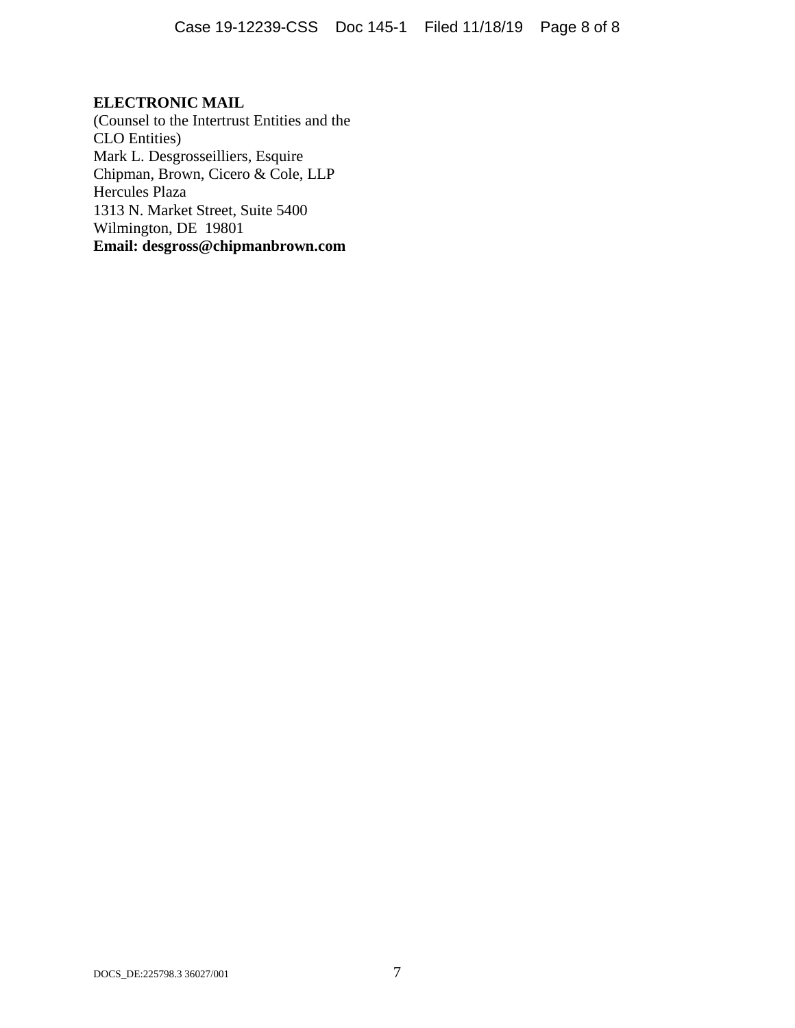**ELECTRONIC MAIL**
(Counsel to the Intertrust Entities and the CLO Entities)
Mark L. Desgrosseilliers, Esquire
Chipman, Brown, Cicero & Cole, LLP
Hercules Plaza
1313 N. Market Street, Suite 5400
Wilmington, DE 19801
**Email: desgross@chipmanbrown.com**

DOCS_DE:225798.3 36027/001